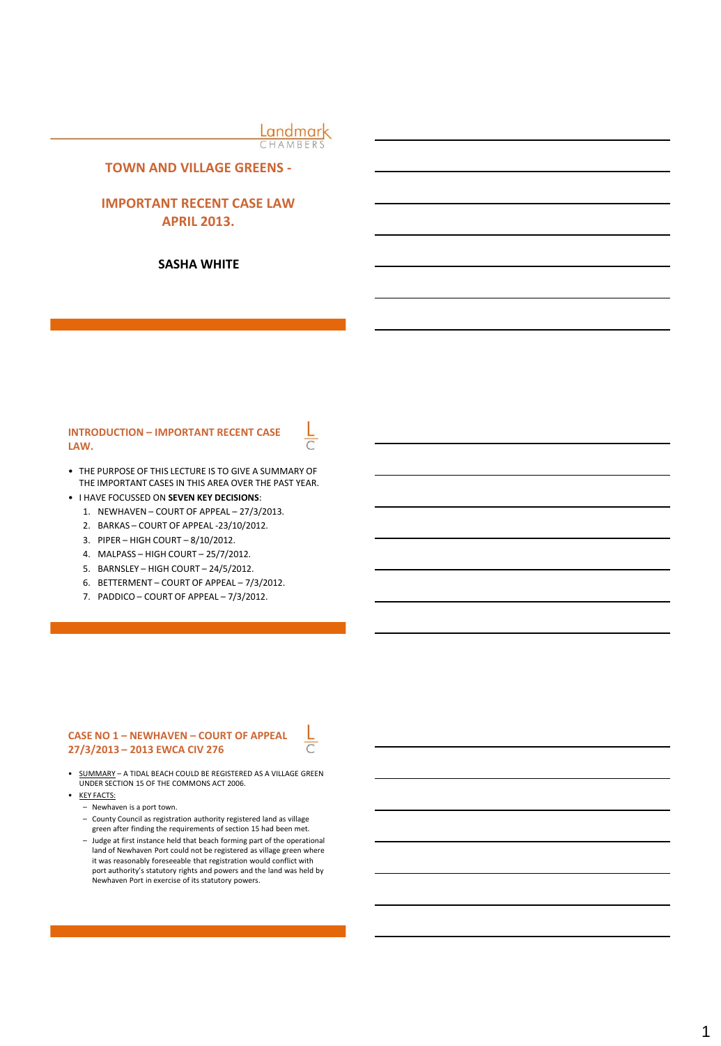Landmark CHAMBERS

# TOWN AND VILLAGE GREENS -

## IMPORTANT RECENT CASE LAW APRIL 2013.

**SASHA WHITE**

## INTRODUCTION – IMPORTANT RECENT CASE LAW.

- THE PURPOSE OF THIS LECTURE IS TO GIVE A SUMMARY OF THE IMPORTANT CASES IN THIS AREA OVER THE PAST YEAR.
- I HAVE FOCUSSED ON **SEVEN KEY DECISIONS**:
  1. NEWHAVEN – COURT OF APPEAL – 27/3/2013.
  2. BARKAS – COURT OF APPEAL -23/10/2012.
  3. PIPER – HIGH COURT – 8/10/2012.
  4. MALPASS – HIGH COURT – 25/7/2012.
  5. BARNSLEY – HIGH COURT – 24/5/2012.
  6. BETTERMENT – COURT OF APPEAL – 7/3/2012.
  7. PADDICO – COURT OF APPEAL – 7/3/2012.

## CASE NO 1 – NEWHAVEN – COURT OF APPEAL 27/3/2013 – 2013 EWCA CIV 276

- SUMMARY – A TIDAL BEACH COULD BE REGISTERED AS A VILLAGE GREEN UNDER SECTION 15 OF THE COMMONS ACT 2006.
- KEY FACTS:
  - Newhaven is a port town.
  - County Council as registration authority registered land as village green after finding the requirements of section 15 had been met.
  - Judge at first instance held that beach forming part of the operational land of Newhaven Port could not be registered as village green where it was reasonably foreseeable that registration would conflict with port authority's statutory rights and powers and the land was held by Newhaven Port in exercise of its statutory powers.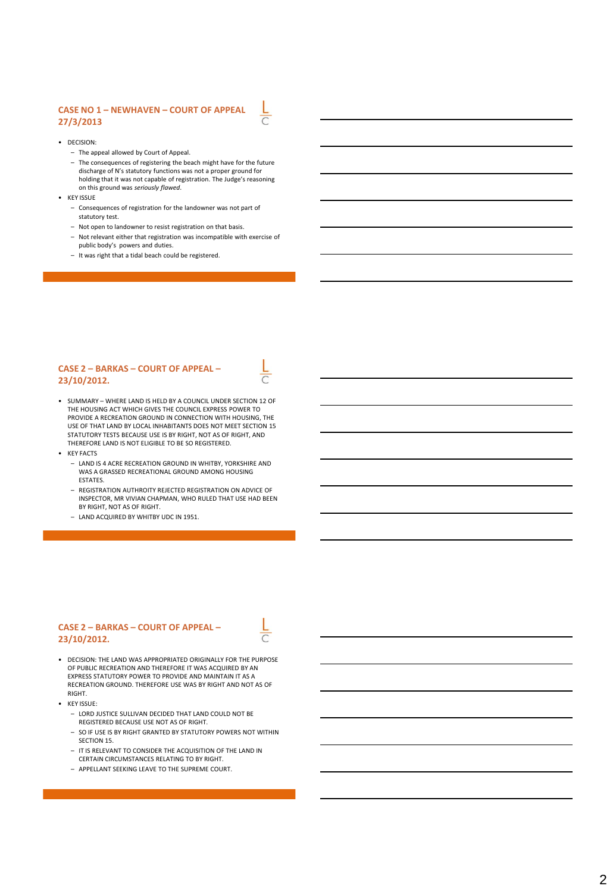## CASE NO 1 – NEWHAVEN – COURT OF APPEAL 27/3/2013

- DECISION:
  - The appeal allowed by Court of Appeal.
  - The consequences of registering the beach might have for the future discharge of N's statutory functions was not a proper ground for holding that it was not capable of registration. The Judge's reasoning on this ground was *seriously flawed*.
- KEY ISSUE
  - Consequences of registration for the landowner was not part of statutory test.
  - Not open to landowner to resist registration on that basis.
  - Not relevant either that registration was incompatible with exercise of public body's powers and duties.
  - It was right that a tidal beach could be registered.

## CASE 2 – BARKAS – COURT OF APPEAL – 23/10/2012.

- SUMMARY – WHERE LAND IS HELD BY A COUNCIL UNDER SECTION 12 OF THE HOUSING ACT WHICH GIVES THE COUNCIL EXPRESS POWER TO PROVIDE A RECREATION GROUND IN CONNECTION WITH HOUSING, THE USE OF THAT LAND BY LOCAL INHABITANTS DOES NOT MEET SECTION 15 STATUTORY TESTS BECAUSE USE IS BY RIGHT, NOT AS OF RIGHT, AND THEREFORE LAND IS NOT ELIGIBLE TO BE SO REGISTERED.
- KEY FACTS
  - LAND IS 4 ACRE RECREATION GROUND IN WHITBY, YORKSHIRE AND WAS A GRASSED RECREATIONAL GROUND AMONG HOUSING ESTATES.
  - REGISTRATION AUTHROITY REJECTED REGISTRATION ON ADVICE OF INSPECTOR, MR VIVIAN CHAPMAN, WHO RULED THAT USE HAD BEEN BY RIGHT, NOT AS OF RIGHT.
  - LAND ACQUIRED BY WHITBY UDC IN 1951.

## CASE 2 – BARKAS – COURT OF APPEAL – 23/10/2012.

- DECISION: THE LAND WAS APPROPRIATED ORIGINALLY FOR THE PURPOSE OF PUBLIC RECREATION AND THEREFORE IT WAS ACQUIRED BY AN EXPRESS STATUTORY POWER TO PROVIDE AND MAINTAIN IT AS A RECREATION GROUND. THEREFORE USE WAS BY RIGHT AND NOT AS OF RIGHT.
- KEY ISSUE:
  - LORD JUSTICE SULLIVAN DECIDED THAT LAND COULD NOT BE REGISTERED BECAUSE USE NOT AS OF RIGHT.
  - SO IF USE IS BY RIGHT GRANTED BY STATUTORY POWERS NOT WITHIN SECTION 15.
  - IT IS RELEVANT TO CONSIDER THE ACQUISITION OF THE LAND IN CERTAIN CIRCUMSTANCES RELATING TO BY RIGHT.
  - APPELLANT SEEKING LEAVE TO THE SUPREME COURT.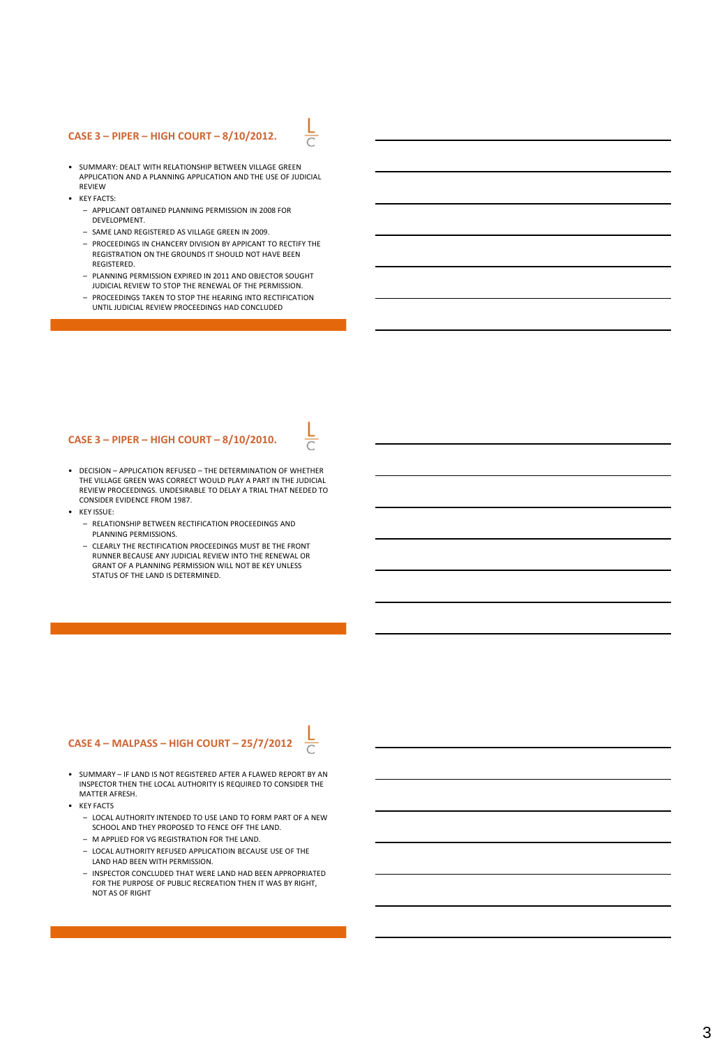## CASE 3 – PIPER – HIGH COURT – 8/10/2012.

- SUMMARY: DEALT WITH RELATIONSHIP BETWEEN VILLAGE GREEN APPLICATION AND A PLANNING APPLICATION AND THE USE OF JUDICIAL REVIEW
- KEY FACTS:
  - APPLICANT OBTAINED PLANNING PERMISSION IN 2008 FOR DEVELOPMENT.
  - SAME LAND REGISTERED AS VILLAGE GREEN IN 2009.
  - PROCEEDINGS IN CHANCERY DIVISION BY APPLICANT TO RECTIFY THE REGISTRATION ON THE GROUNDS IT SHOULD NOT HAVE BEEN REGISTERED.
  - PLANNING PERMISSION EXPIRED IN 2011 AND OBJECTOR SOUGHT JUDICIAL REVIEW TO STOP THE RENEWAL OF THE PERMISSION.
  - PROCEEDINGS TAKEN TO STOP THE HEARING INTO RECTIFICATION UNTIL JUDICIAL REVIEW PROCEEDINGS HAD CONCLUDED

## CASE 3 – PIPER – HIGH COURT – 8/10/2010.

- DECISION – APPLICATION REFUSED – THE DETERMINATION OF WHETHER THE VILLAGE GREEN WAS CORRECT WOULD PLAY A PART IN THE JUDICIAL REVIEW PROCEEDINGS. UNDESIRABLE TO DELAY A TRIAL THAT NEEDED TO CONSIDER EVIDENCE FROM 1987.
- KEY ISSUE:
  - RELATIONSHIP BETWEEN RECTIFICATION PROCEEDINGS AND PLANNING PERMISSIONS.
  - CLEARLY THE RECTIFICATION PROCEEDINGS MUST BE THE FRONT RUNNER BECAUSE ANY JUDICIAL REVIEW INTO THE RENEWAL OR GRANT OF A PLANNING PERMISSION WILL NOT BE KEY UNLESS STATUS OF THE LAND IS DETERMINED.

## CASE 4 – MALPASS – HIGH COURT – 25/7/2012

- SUMMARY – IF LAND IS NOT REGISTERED AFTER A FLAWED REPORT BY AN INSPECTOR THEN THE LOCAL AUTHORITY IS REQUIRED TO CONSIDER THE MATTER AFRESH.
- KEY FACTS
  - LOCAL AUTHORITY INTENDED TO USE LAND TO FORM PART OF A NEW SCHOOL AND THEY PROPOSED TO FENCE OFF THE LAND.
  - M APPLIED FOR VG REGISTRATION FOR THE LAND.
  - LOCAL AUTHORITY REFUSED APPLICATIOIN BECAUSE USE OF THE LAND HAD BEEN WITH PERMISSION.
  - INSPECTOR CONCLUDED THAT WERE LAND HAD BEEN APPROPRIATED FOR THE PURPOSE OF PUBLIC RECREATION THEN IT WAS BY RIGHT, NOT AS OF RIGHT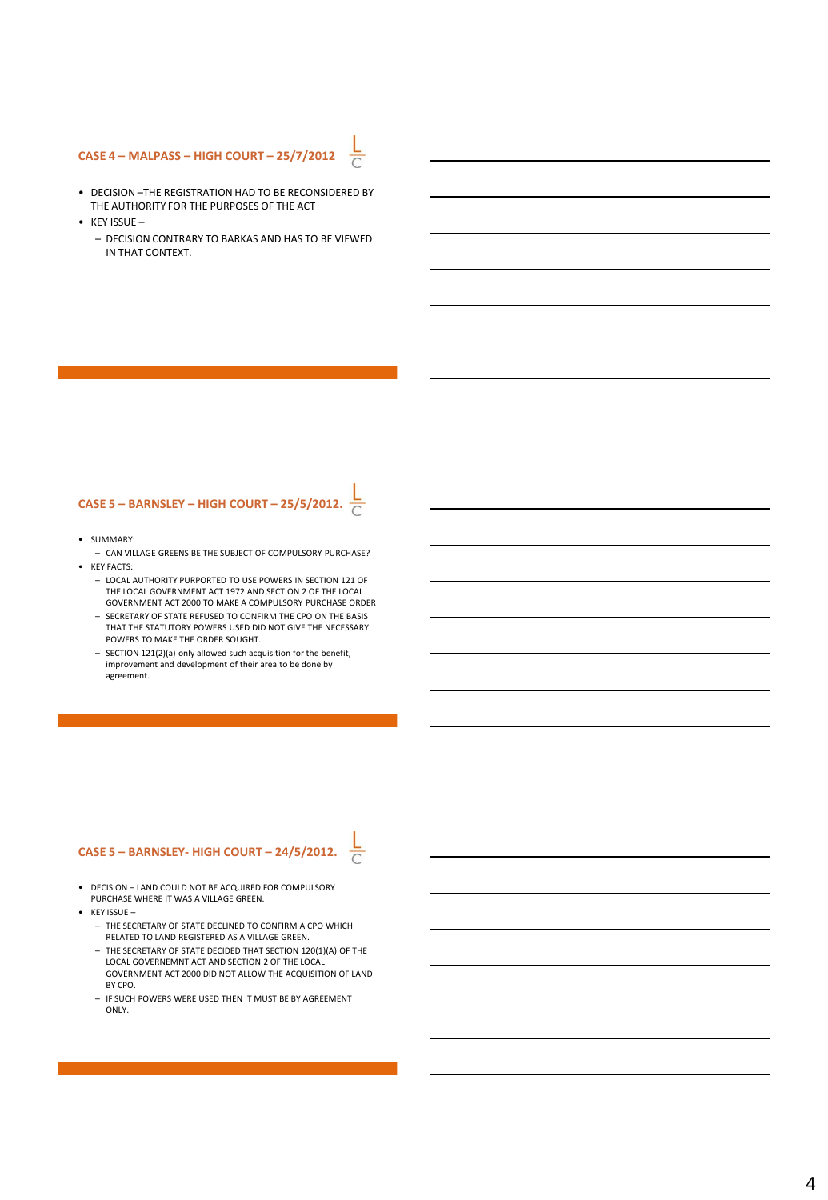## CASE 4 – MALPASS – HIGH COURT – 25/7/2012

- DECISION –THE REGISTRATION HAD TO BE RECONSIDERED BY THE AUTHORITY FOR THE PURPOSES OF THE ACT
- KEY ISSUE –
  - DECISION CONTRARY TO BARKAS AND HAS TO BE VIEWED IN THAT CONTEXT.

## CASE 5 – BARNSLEY – HIGH COURT – 25/5/2012.

- SUMMARY:
  - CAN VILLAGE GREENS BE THE SUBJECT OF COMPULSORY PURCHASE?
- KEY FACTS:
  - LOCAL AUTHORITY PURPORTED TO USE POWERS IN SECTION 121 OF THE LOCAL GOVERNMENT ACT 1972 AND SECTION 2 OF THE LOCAL GOVERNMENT ACT 2000 TO MAKE A COMPULSORY PURCHASE ORDER
  - SECRETARY OF STATE REFUSED TO CONFIRM THE CPO ON THE BASIS THAT THE STATUTORY POWERS USED DID NOT GIVE THE NECESSARY POWERS TO MAKE THE ORDER SOUGHT.
  - SECTION 121(2)(a) only allowed such acquisition for the benefit, improvement and development of their area to be done by agreement.

## CASE 5 – BARNSLEY- HIGH COURT – 24/5/2012.

- DECISION – LAND COULD NOT BE ACQUIRED FOR COMPULSORY PURCHASE WHERE IT WAS A VILLAGE GREEN.
- KEY ISSUE –
  - THE SECRETARY OF STATE DECLINED TO CONFIRM A CPO WHICH RELATED TO LAND REGISTERED AS A VILLAGE GREEN.
  - THE SECRETARY OF STATE DECIDED THAT SECTION 120(1)(A) OF THE LOCAL GOVERENEMNT ACT AND SECTION 2 OF THE LOCAL GOVERNMENT ACT 2000 DID NOT ALLOW THE ACQUISITION OF LAND BY CPO.
  - IF SUCH POWERS WERE USED THEN IT MUST BE BY AGREEMENT ONLY.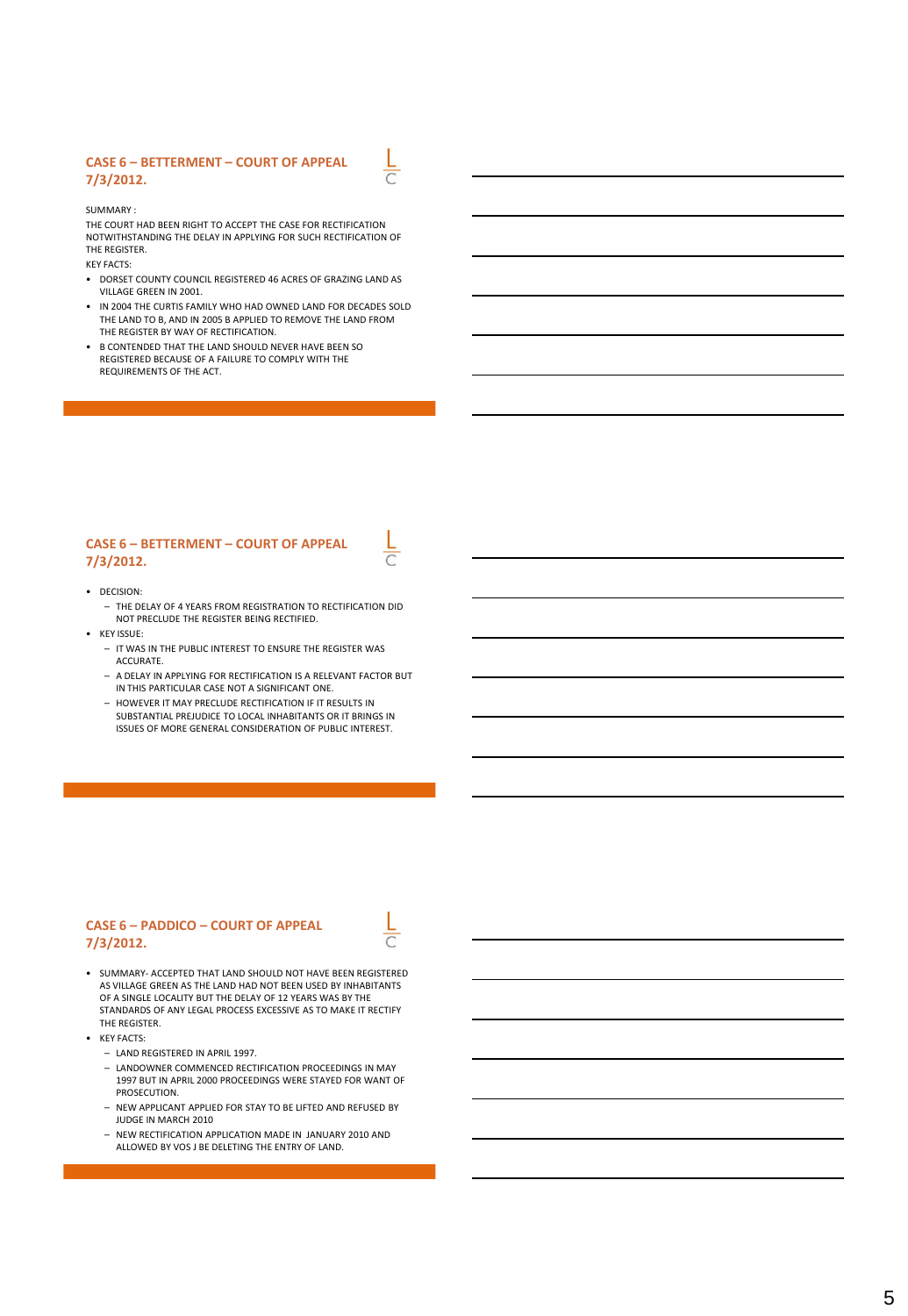## CASE 6 – BETTERMENT – COURT OF APPEAL 7/3/2012.

SUMMARY :

THE COURT HAD BEEN RIGHT TO ACCEPT THE CASE FOR RECTIFICATION NOTWITHSTANDING THE DELAY IN APPLYING FOR SUCH RECTIFICATION OF THE REGISTER.

KEY FACTS:

- DORSET COUNTY COUNCIL REGISTERED 46 ACRES OF GRAZING LAND AS VILLAGE GREEN IN 2001.
- IN 2004 THE CURTIS FAMILY WHO HAD OWNED LAND FOR DECADES SOLD THE LAND TO B, AND IN 2005 B APPLIED TO REMOVE THE LAND FROM THE REGISTER BY WAY OF RECTIFICATION.
- B CONTENDED THAT THE LAND SHOULD NEVER HAVE BEEN SO REGISTERED BECAUSE OF A FAILURE TO COMPLY WITH THE REQUIREMENTS OF THE ACT.

## CASE 6 – BETTERMENT – COURT OF APPEAL 7/3/2012.

- DECISION:
  - THE DELAY OF 4 YEARS FROM REGISTRATION TO RECTIFICATION DID NOT PRECLUDE THE REGISTER BEING RECTIFIED.
- KEY ISSUE:
  - IT WAS IN THE PUBLIC INTEREST TO ENSURE THE REGISTER WAS ACCURATE.
  - A DELAY IN APPLYING FOR RECTIFICATION IS A RELEVANT FACTOR BUT IN THIS PARTICULAR CASE NOT A SIGNIFICANT ONE.
  - HOWEVER IT MAY PRECLUDE RECTIFICATION IF IT RESULTS IN SUBSTANTIAL PREJUDICE TO LOCAL INHABITANTS OR IT BRINGS IN ISSUES OF MORE GENERAL CONSIDERATION OF PUBLIC INTEREST.

## CASE 6 – PADDICO – COURT OF APPEAL 7/3/2012.

- SUMMARY- ACCEPTED THAT LAND SHOULD NOT HAVE BEEN REGISTERED AS VILLAGE GREEN AS THE LAND HAD NOT BEEN USED BY INHABITANTS OF A SINGLE LOCALITY BUT THE DELAY OF 12 YEARS WAS BY THE STANDARDS OF ANY LEGAL PROCESS EXCESSIVE AS TO MAKE IT RECTIFY THE REGISTER.
- KEY FACTS:
  - LAND REGISTERED IN APRIL 1997.
  - LANDOWNER COMMENCED RECTIFICATION PROCEEDINGS IN MAY 1997 BUT IN APRIL 2000 PROCEEDINGS WERE STAYED FOR WANT OF PROSECUTION.
  - NEW APPLICANT APPLIED FOR STAY TO BE LIFTED AND REFUSED BY JUDGE IN MARCH 2010
  - NEW RECTIFICATION APPLICATION MADE IN JANUARY 2010 AND ALLOWED BY VOS J BE DELETING THE ENTRY OF LAND.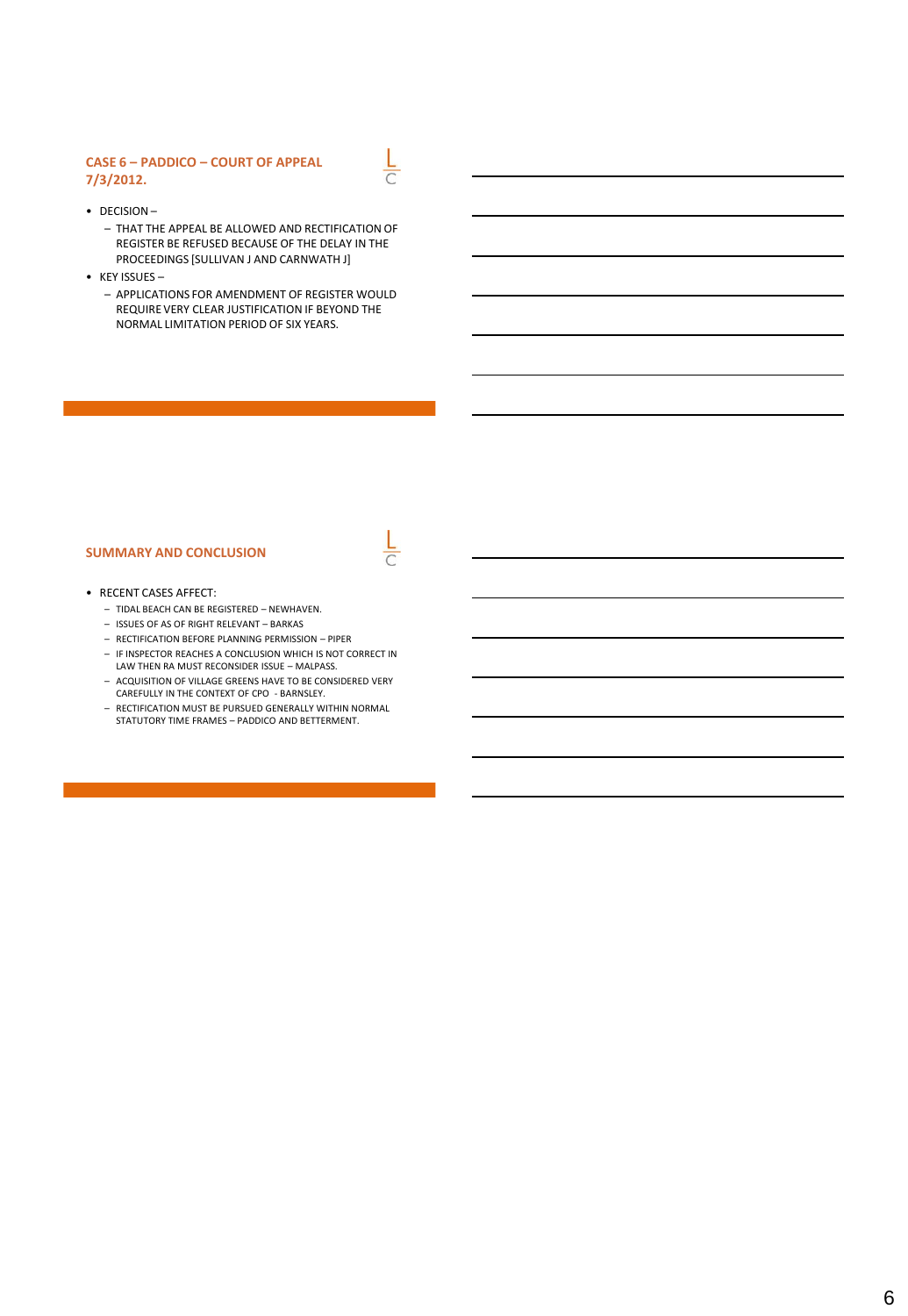## CASE 6 – PADDICO – COURT OF APPEAL 7/3/2012.

- DECISION –
  - THAT THE APPEAL BE ALLOWED AND RECTIFICATION OF REGISTER BE REFUSED BECAUSE OF THE DELAY IN THE PROCEEDINGS [SULLIVAN J AND CARNWATH J]
- KEY ISSUES –
  - APPLICATIONS FOR AMENDMENT OF REGISTER WOULD REQUIRE VERY CLEAR JUSTIFICATION IF BEYOND THE NORMAL LIMITATION PERIOD OF SIX YEARS.

## SUMMARY AND CONCLUSION

- RECENT CASES AFFECT:
  - TIDAL BEACH CAN BE REGISTERED – NEWHAVEN.
  - ISSUES OF AS OF RIGHT RELEVANT – BARKAS
  - RECTIFICATION BEFORE PLANNING PERMISSION – PIPER
  - IF INSPECTOR REACHES A CONCLUSION WHICH IS NOT CORRECT IN LAW THEN RA MUST RECONSIDER ISSUE – MALPASS.
  - ACQUISITION OF VILLAGE GREENS HAVE TO BE CONSIDERED VERY CAREFULLY IN THE CONTEXT OF CPO - BARNSLEY.
  - RECTIFICATION MUST BE PURSUED GENERALLY WITHIN NORMAL STATUTORY TIME FRAMES – PADDICO AND BETTERMENT.